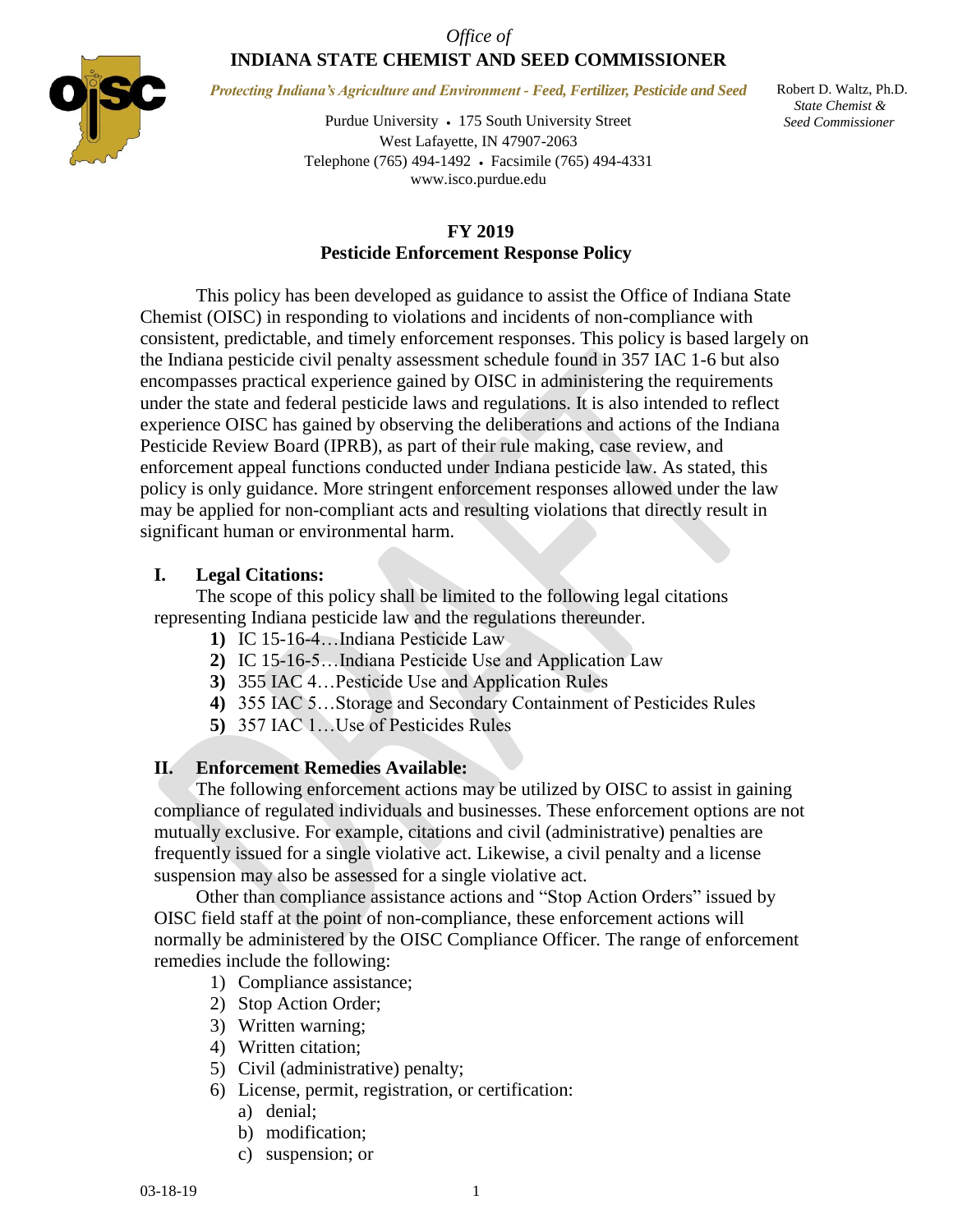*Office of*
**INDIANA STATE CHEMIST AND SEED COMMISSIONER**

*Protecting Indiana's Agriculture and Environment - Feed, Fertilizer, Pesticide and Seed*

Purdue University • 175 South University Street
West Lafayette, IN 47907-2063
Telephone (765) 494-1492 • Facsimile (765) 494-4331
www.isco.purdue.edu

Robert D. Waltz, Ph.D.
*State Chemist & Seed Commissioner*

## FY 2019
## Pesticide Enforcement Response Policy

This policy has been developed as guidance to assist the Office of Indiana State Chemist (OISC) in responding to violations and incidents of non-compliance with consistent, predictable, and timely enforcement responses. This policy is based largely on the Indiana pesticide civil penalty assessment schedule found in 357 IAC 1-6 but also encompasses practical experience gained by OISC in administering the requirements under the state and federal pesticide laws and regulations. It is also intended to reflect experience OISC has gained by observing the deliberations and actions of the Indiana Pesticide Review Board (IPRB), as part of their rule making, case review, and enforcement appeal functions conducted under Indiana pesticide law. As stated, this policy is only guidance. More stringent enforcement responses allowed under the law may be applied for non-compliant acts and resulting violations that directly result in significant human or environmental harm.

### I. Legal Citations:

The scope of this policy shall be limited to the following legal citations representing Indiana pesticide law and the regulations thereunder.

1) IC 15-16-4…Indiana Pesticide Law
2) IC 15-16-5…Indiana Pesticide Use and Application Law
3) 355 IAC 4…Pesticide Use and Application Rules
4) 355 IAC 5…Storage and Secondary Containment of Pesticides Rules
5) 357 IAC 1…Use of Pesticides Rules

### II. Enforcement Remedies Available:

The following enforcement actions may be utilized by OISC to assist in gaining compliance of regulated individuals and businesses. These enforcement options are not mutually exclusive. For example, citations and civil (administrative) penalties are frequently issued for a single violative act. Likewise, a civil penalty and a license suspension may also be assessed for a single violative act.

Other than compliance assistance actions and "Stop Action Orders" issued by OISC field staff at the point of non-compliance, these enforcement actions will normally be administered by the OISC Compliance Officer. The range of enforcement remedies include the following:

1) Compliance assistance;
2) Stop Action Order;
3) Written warning;
4) Written citation;
5) Civil (administrative) penalty;
6) License, permit, registration, or certification:
   a) denial;
   b) modification;
   c) suspension; or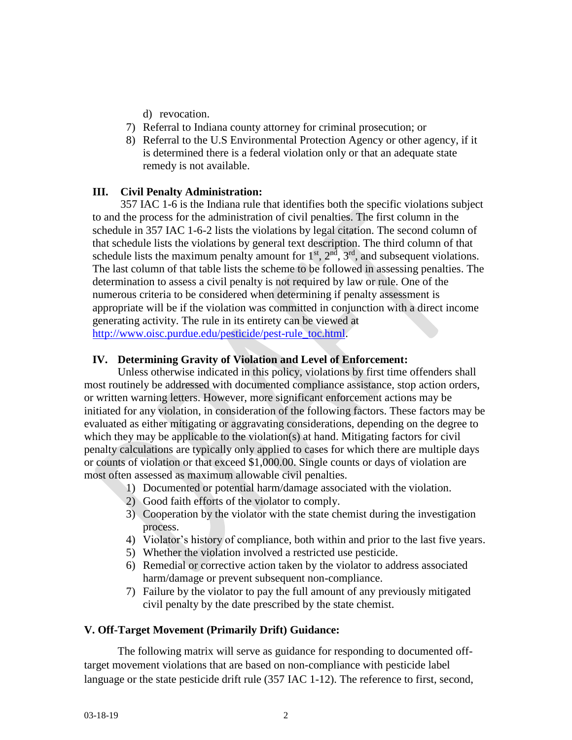- d) revocation.
7) Referral to Indiana county attorney for criminal prosecution; or
8) Referral to the U.S Environmental Protection Agency or other agency, if it is determined there is a federal violation only or that an adequate state remedy is not available.

## III. Civil Penalty Administration:

357 IAC 1-6 is the Indiana rule that identifies both the specific violations subject to and the process for the administration of civil penalties. The first column in the schedule in 357 IAC 1-6-2 lists the violations by legal citation. The second column of that schedule lists the violations by general text description. The third column of that schedule lists the maximum penalty amount for 1st, 2nd, 3rd, and subsequent violations. The last column of that table lists the scheme to be followed in assessing penalties. The determination to assess a civil penalty is not required by law or rule. One of the numerous criteria to be considered when determining if penalty assessment is appropriate will be if the violation was committed in conjunction with a direct income generating activity. The rule in its entirety can be viewed at [http://www.oisc.purdue.edu/pesticide/pest-rule_toc.html](http://www.oisc.purdue.edu/pesticide/pest-rule_toc.html).

## IV. Determining Gravity of Violation and Level of Enforcement:

Unless otherwise indicated in this policy, violations by first time offenders shall most routinely be addressed with documented compliance assistance, stop action orders, or written warning letters. However, more significant enforcement actions may be initiated for any violation, in consideration of the following factors. These factors may be evaluated as either mitigating or aggravating considerations, depending on the degree to which they may be applicable to the violation(s) at hand. Mitigating factors for civil penalty calculations are typically only applied to cases for which there are multiple days or counts of violation or that exceed $1,000.00. Single counts or days of violation are most often assessed as maximum allowable civil penalties.

1) Documented or potential harm/damage associated with the violation.
2) Good faith efforts of the violator to comply.
3) Cooperation by the violator with the state chemist during the investigation process.
4) Violator's history of compliance, both within and prior to the last five years.
5) Whether the violation involved a restricted use pesticide.
6) Remedial or corrective action taken by the violator to address associated harm/damage or prevent subsequent non-compliance.
7) Failure by the violator to pay the full amount of any previously mitigated civil penalty by the date prescribed by the state chemist.

## V. Off-Target Movement (Primarily Drift) Guidance:

The following matrix will serve as guidance for responding to documented off-target movement violations that are based on non-compliance with pesticide label language or the state pesticide drift rule (357 IAC 1-12). The reference to first, second,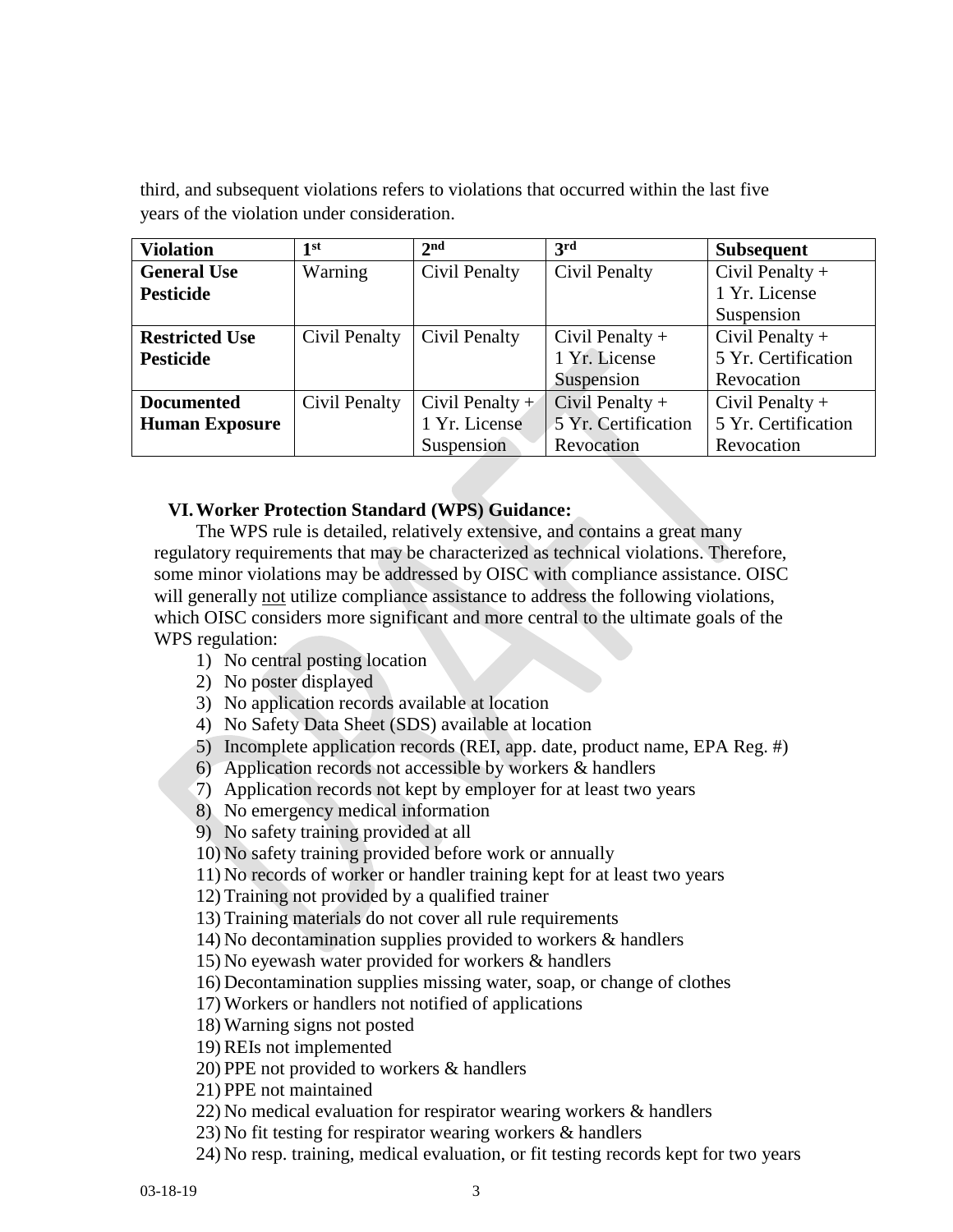third, and subsequent violations refers to violations that occurred within the last five years of the violation under consideration.

| Violation | 1st | 2nd | 3rd | Subsequent |
|---|---|---|---|---|
| **General Use Pesticide** | Warning | Civil Penalty | Civil Penalty | Civil Penalty + 1 Yr. License Suspension |
| **Restricted Use Pesticide** | Civil Penalty | Civil Penalty | Civil Penalty + 1 Yr. License Suspension | Civil Penalty + 5 Yr. Certification Revocation |
| **Documented Human Exposure** | Civil Penalty | Civil Penalty + 1 Yr. License Suspension | Civil Penalty + 5 Yr. Certification Revocation | Civil Penalty + 5 Yr. Certification Revocation |

## VI. Worker Protection Standard (WPS) Guidance:

The WPS rule is detailed, relatively extensive, and contains a great many regulatory requirements that may be characterized as technical violations. Therefore, some minor violations may be addressed by OISC with compliance assistance. OISC will generally not utilize compliance assistance to address the following violations, which OISC considers more significant and more central to the ultimate goals of the WPS regulation:

1) No central posting location
2) No poster displayed
3) No application records available at location
4) No Safety Data Sheet (SDS) available at location
5) Incomplete application records (REI, app. date, product name, EPA Reg. #)
6) Application records not accessible by workers & handlers
7) Application records not kept by employer for at least two years
8) No emergency medical information
9) No safety training provided at all
10) No safety training provided before work or annually
11) No records of worker or handler training kept for at least two years
12) Training not provided by a qualified trainer
13) Training materials do not cover all rule requirements
14) No decontamination supplies provided to workers & handlers
15) No eyewash water provided for workers & handlers
16) Decontamination supplies missing water, soap, or change of clothes
17) Workers or handlers not notified of applications
18) Warning signs not posted
19) REIs not implemented
20) PPE not provided to workers & handlers
21) PPE not maintained
22) No medical evaluation for respirator wearing workers & handlers
23) No fit testing for respirator wearing workers & handlers
24) No resp. training, medical evaluation, or fit testing records kept for two years

03-18-19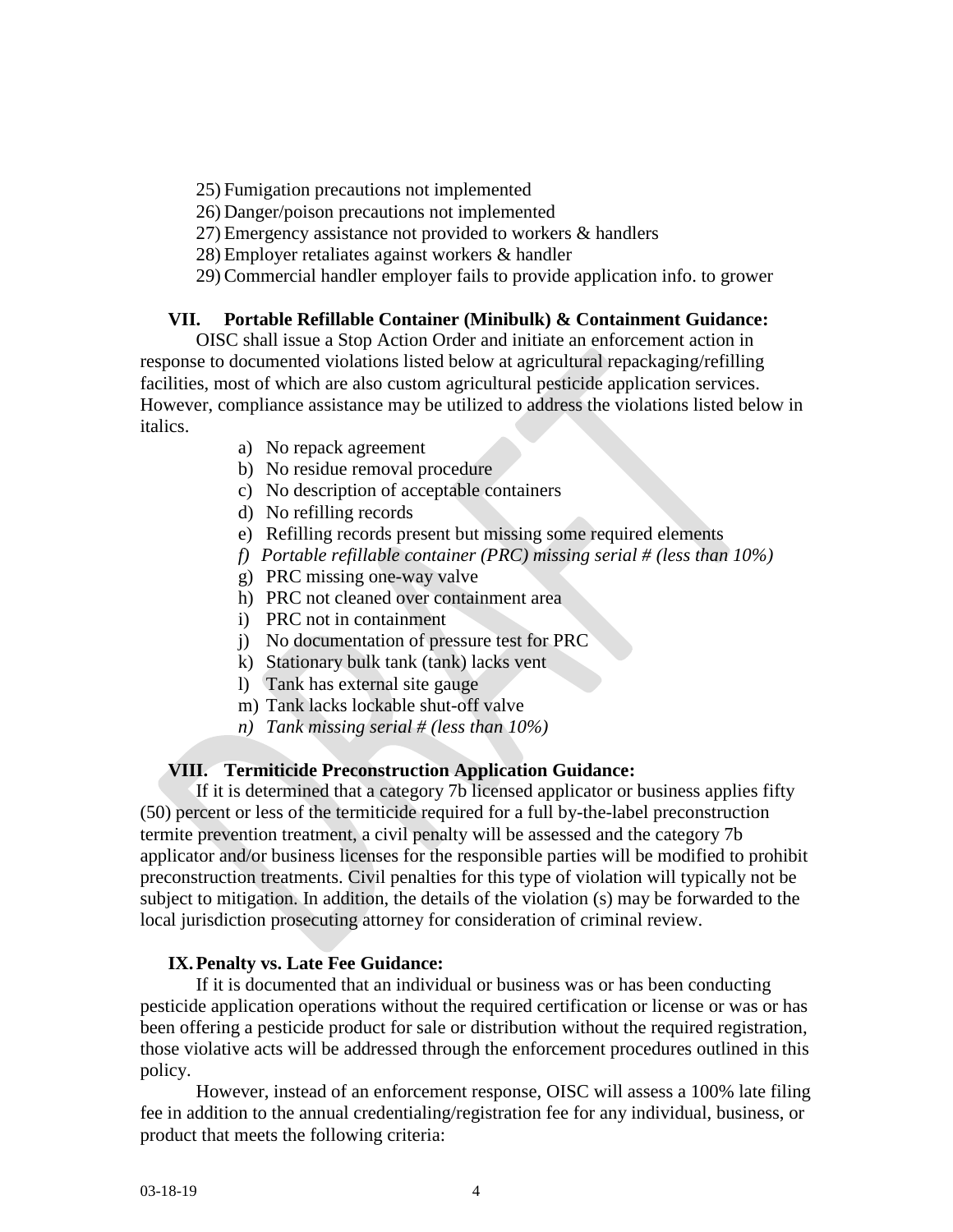25) Fumigation precautions not implemented
26) Danger/poison precautions not implemented
27) Emergency assistance not provided to workers & handlers
28) Employer retaliates against workers & handler
29) Commercial handler employer fails to provide application info. to grower

## VII. Portable Refillable Container (Minibulk) & Containment Guidance:

OISC shall issue a Stop Action Order and initiate an enforcement action in response to documented violations listed below at agricultural repackaging/refilling facilities, most of which are also custom agricultural pesticide application services. However, compliance assistance may be utilized to address the violations listed below in italics.

a) No repack agreement
b) No residue removal procedure
c) No description of acceptable containers
d) No refilling records
e) Refilling records present but missing some required elements
*f) Portable refillable container (PRC) missing serial # (less than 10%)*
g) PRC missing one-way valve
h) PRC not cleaned over containment area
i) PRC not in containment
j) No documentation of pressure test for PRC
k) Stationary bulk tank (tank) lacks vent
l) Tank has external site gauge
m) Tank lacks lockable shut-off valve
*n) Tank missing serial # (less than 10%)*

## VIII. Termiticide Preconstruction Application Guidance:

If it is determined that a category 7b licensed applicator or business applies fifty (50) percent or less of the termiticide required for a full by-the-label preconstruction termite prevention treatment, a civil penalty will be assessed and the category 7b applicator and/or business licenses for the responsible parties will be modified to prohibit preconstruction treatments. Civil penalties for this type of violation will typically not be subject to mitigation. In addition, the details of the violation (s) may be forwarded to the local jurisdiction prosecuting attorney for consideration of criminal review.

## IX. Penalty vs. Late Fee Guidance:

If it is documented that an individual or business was or has been conducting pesticide application operations without the required certification or license or was or has been offering a pesticide product for sale or distribution without the required registration, those violative acts will be addressed through the enforcement procedures outlined in this policy.

However, instead of an enforcement response, OISC will assess a 100% late filing fee in addition to the annual credentialing/registration fee for any individual, business, or product that meets the following criteria: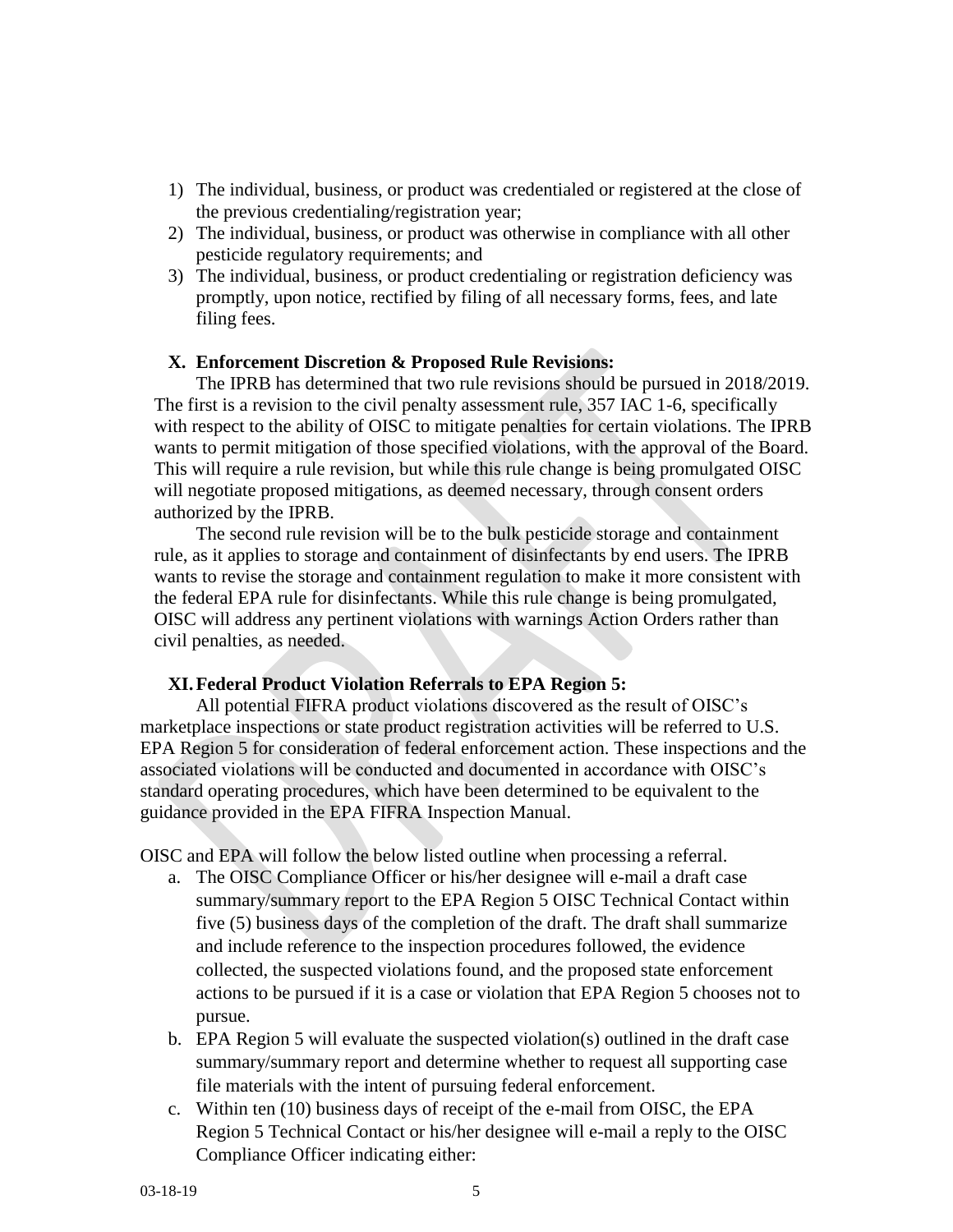1) The individual, business, or product was credentialed or registered at the close of the previous credentialing/registration year;
2) The individual, business, or product was otherwise in compliance with all other pesticide regulatory requirements; and
3) The individual, business, or product credentialing or registration deficiency was promptly, upon notice, rectified by filing of all necessary forms, fees, and late filing fees.

## X. Enforcement Discretion & Proposed Rule Revisions:

The IPRB has determined that two rule revisions should be pursued in 2018/2019. The first is a revision to the civil penalty assessment rule, 357 IAC 1-6, specifically with respect to the ability of OISC to mitigate penalties for certain violations. The IPRB wants to permit mitigation of those specified violations, with the approval of the Board. This will require a rule revision, but while this rule change is being promulgated OISC will negotiate proposed mitigations, as deemed necessary, through consent orders authorized by the IPRB.

The second rule revision will be to the bulk pesticide storage and containment rule, as it applies to storage and containment of disinfectants by end users. The IPRB wants to revise the storage and containment regulation to make it more consistent with the federal EPA rule for disinfectants. While this rule change is being promulgated, OISC will address any pertinent violations with warnings Action Orders rather than civil penalties, as needed.

## XI. Federal Product Violation Referrals to EPA Region 5:

All potential FIFRA product violations discovered as the result of OISC's marketplace inspections or state product registration activities will be referred to U.S. EPA Region 5 for consideration of federal enforcement action. These inspections and the associated violations will be conducted and documented in accordance with OISC's standard operating procedures, which have been determined to be equivalent to the guidance provided in the EPA FIFRA Inspection Manual.

OISC and EPA will follow the below listed outline when processing a referral.

a. The OISC Compliance Officer or his/her designee will e-mail a draft case summary/summary report to the EPA Region 5 OISC Technical Contact within five (5) business days of the completion of the draft. The draft shall summarize and include reference to the inspection procedures followed, the evidence collected, the suspected violations found, and the proposed state enforcement actions to be pursued if it is a case or violation that EPA Region 5 chooses not to pursue.
b. EPA Region 5 will evaluate the suspected violation(s) outlined in the draft case summary/summary report and determine whether to request all supporting case file materials with the intent of pursuing federal enforcement.
c. Within ten (10) business days of receipt of the e-mail from OISC, the EPA Region 5 Technical Contact or his/her designee will e-mail a reply to the OISC Compliance Officer indicating either: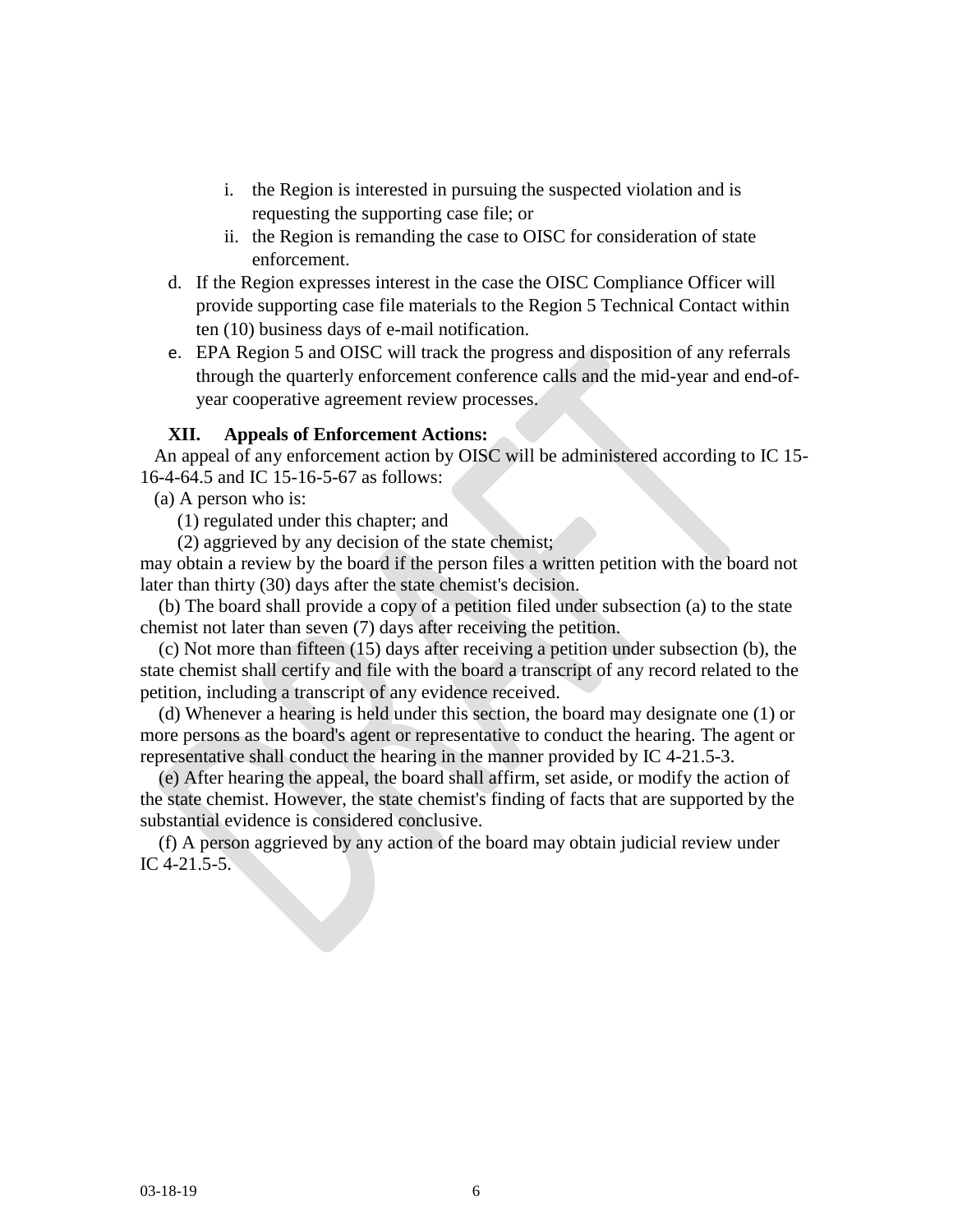i. the Region is interested in pursuing the suspected violation and is requesting the supporting case file; or
   ii. the Region is remanding the case to OISC for consideration of state enforcement.

d. If the Region expresses interest in the case the OISC Compliance Officer will provide supporting case file materials to the Region 5 Technical Contact within ten (10) business days of e-mail notification.

e. EPA Region 5 and OISC will track the progress and disposition of any referrals through the quarterly enforcement conference calls and the mid-year and end-of-year cooperative agreement review processes.

**XII. Appeals of Enforcement Actions:**

An appeal of any enforcement action by OISC will be administered according to IC 15-16-4-64.5 and IC 15-16-5-67 as follows:

(a) A person who is:

(1) regulated under this chapter; and

(2) aggrieved by any decision of the state chemist;

may obtain a review by the board if the person files a written petition with the board not later than thirty (30) days after the state chemist's decision.

(b) The board shall provide a copy of a petition filed under subsection (a) to the state chemist not later than seven (7) days after receiving the petition.

(c) Not more than fifteen (15) days after receiving a petition under subsection (b), the state chemist shall certify and file with the board a transcript of any record related to the petition, including a transcript of any evidence received.

(d) Whenever a hearing is held under this section, the board may designate one (1) or more persons as the board's agent or representative to conduct the hearing. The agent or representative shall conduct the hearing in the manner provided by IC 4-21.5-3.

(e) After hearing the appeal, the board shall affirm, set aside, or modify the action of the state chemist. However, the state chemist's finding of facts that are supported by the substantial evidence is considered conclusive.

(f) A person aggrieved by any action of the board may obtain judicial review under IC 4-21.5-5.